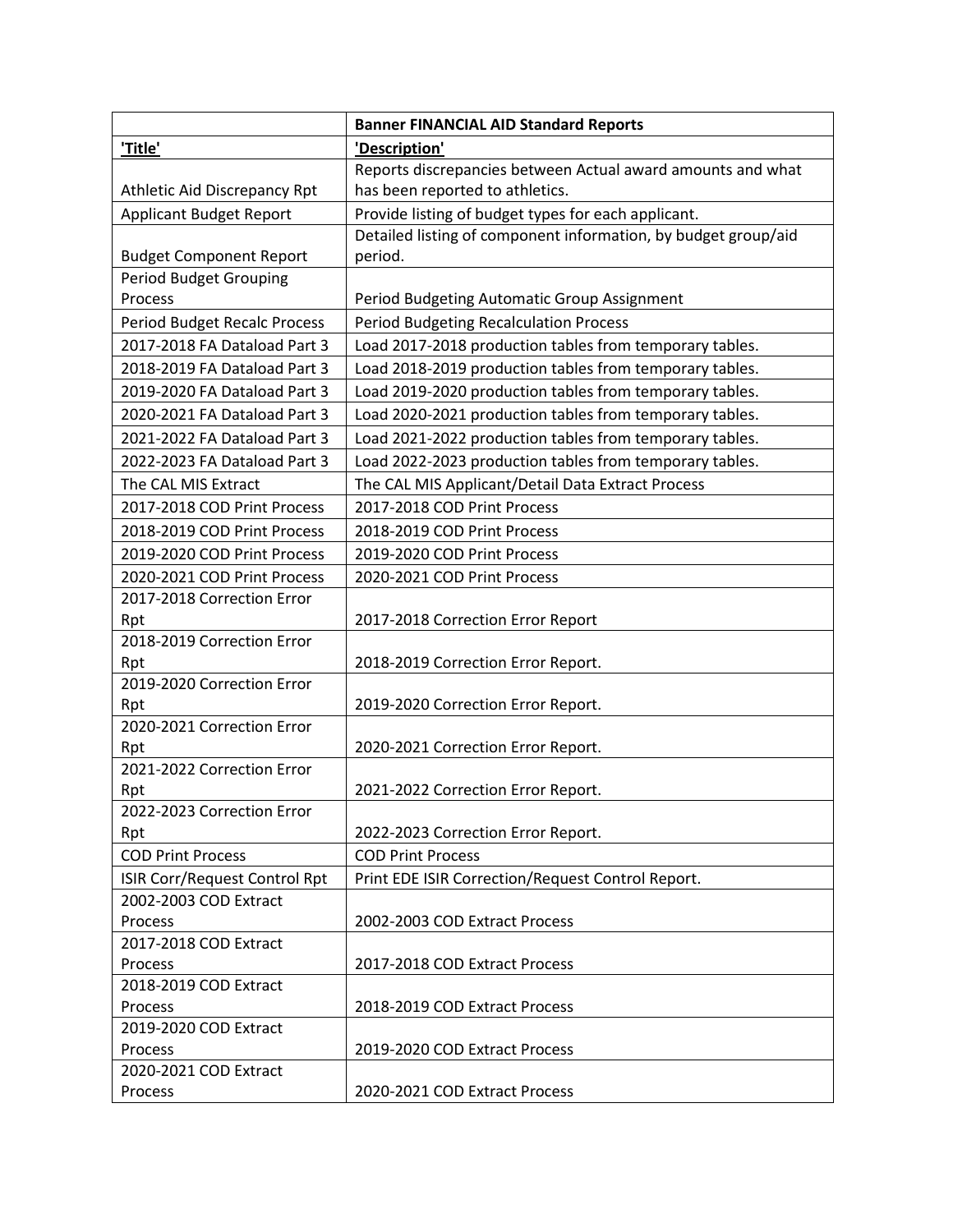| | **Banner FINANCIAL AID Standard Reports** |
|---|---|
| **'Title'** | **'Description'** |
| Athletic Aid Discrepancy Rpt | Reports discrepancies between Actual award amounts and what has been reported to athletics. |
| Applicant Budget Report | Provide listing of budget types for each applicant. |
| Budget Component Report | Detailed listing of component information, by budget group/aid period. |
| Period Budget Grouping Process | Period Budgeting Automatic Group Assignment |
| Period Budget Recalc Process | Period Budgeting Recalculation Process |
| 2017-2018 FA Dataload Part 3 | Load 2017-2018 production tables from temporary tables. |
| 2018-2019 FA Dataload Part 3 | Load 2018-2019 production tables from temporary tables. |
| 2019-2020 FA Dataload Part 3 | Load 2019-2020 production tables from temporary tables. |
| 2020-2021 FA Dataload Part 3 | Load 2020-2021 production tables from temporary tables. |
| 2021-2022 FA Dataload Part 3 | Load 2021-2022 production tables from temporary tables. |
| 2022-2023 FA Dataload Part 3 | Load 2022-2023 production tables from temporary tables. |
| The CAL MIS Extract | The CAL MIS Applicant/Detail Data Extract Process |
| 2017-2018 COD Print Process | 2017-2018 COD Print Process |
| 2018-2019 COD Print Process | 2018-2019 COD Print Process |
| 2019-2020 COD Print Process | 2019-2020 COD Print Process |
| 2020-2021 COD Print Process | 2020-2021 COD Print Process |
| 2017-2018 Correction Error Rpt | 2017-2018 Correction Error Report |
| 2018-2019 Correction Error Rpt | 2018-2019 Correction Error Report. |
| 2019-2020 Correction Error Rpt | 2019-2020 Correction Error Report. |
| 2020-2021 Correction Error Rpt | 2020-2021 Correction Error Report. |
| 2021-2022 Correction Error Rpt | 2021-2022 Correction Error Report. |
| 2022-2023 Correction Error Rpt | 2022-2023 Correction Error Report. |
| COD Print Process | COD Print Process |
| ISIR Corr/Request Control Rpt | Print EDE ISIR Correction/Request Control Report. |
| 2002-2003 COD Extract Process | 2002-2003 COD Extract Process |
| 2017-2018 COD Extract Process | 2017-2018 COD Extract Process |
| 2018-2019 COD Extract Process | 2018-2019 COD Extract Process |
| 2019-2020 COD Extract Process | 2019-2020 COD Extract Process |
| 2020-2021 COD Extract Process | 2020-2021 COD Extract Process |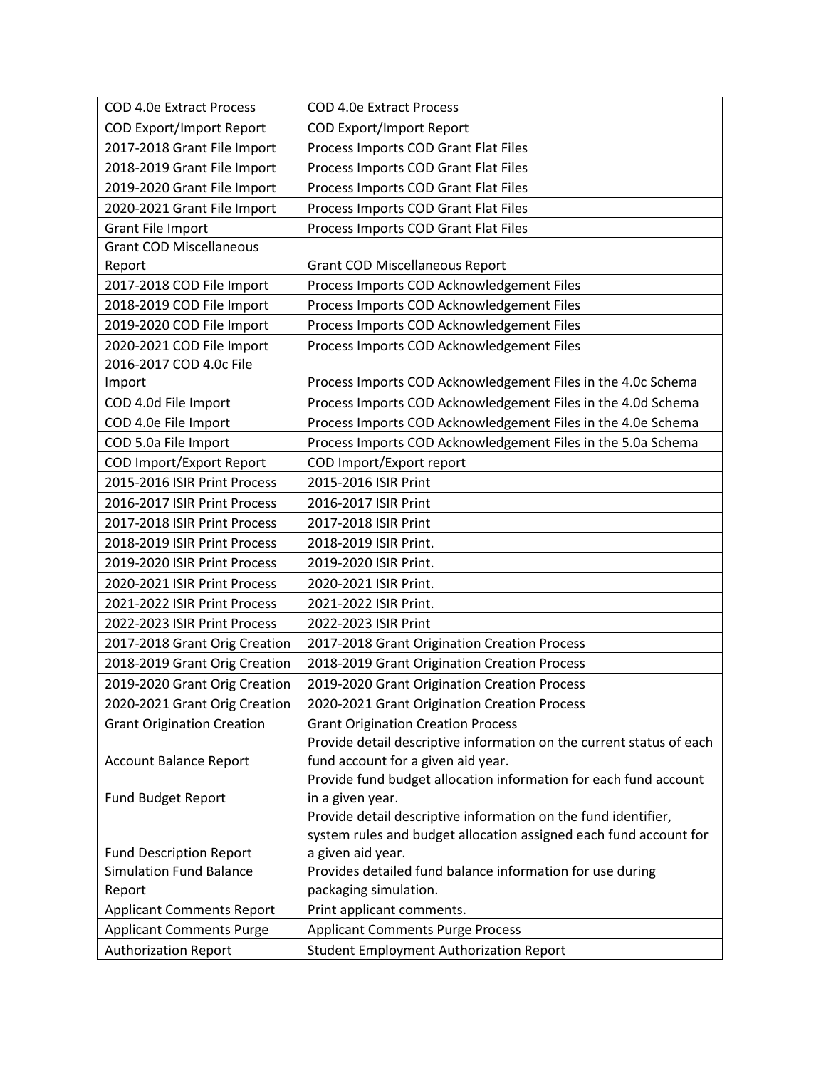| COD 4.0e Extract Process | COD 4.0e Extract Process |
|---|---|
| COD Export/Import Report | COD Export/Import Report |
| 2017-2018 Grant File Import | Process Imports COD Grant Flat Files |
| 2018-2019 Grant File Import | Process Imports COD Grant Flat Files |
| 2019-2020 Grant File Import | Process Imports COD Grant Flat Files |
| 2020-2021 Grant File Import | Process Imports COD Grant Flat Files |
| Grant File Import | Process Imports COD Grant Flat Files |
| Grant COD Miscellaneous Report | Grant COD Miscellaneous Report |
| 2017-2018 COD File Import | Process Imports COD Acknowledgement Files |
| 2018-2019 COD File Import | Process Imports COD Acknowledgement Files |
| 2019-2020 COD File Import | Process Imports COD Acknowledgement Files |
| 2020-2021 COD File Import | Process Imports COD Acknowledgement Files |
| 2016-2017 COD 4.0c File Import | Process Imports COD Acknowledgement Files in the 4.0c Schema |
| COD 4.0d File Import | Process Imports COD Acknowledgement Files in the 4.0d Schema |
| COD 4.0e File Import | Process Imports COD Acknowledgement Files in the 4.0e Schema |
| COD 5.0a File Import | Process Imports COD Acknowledgement Files in the 5.0a Schema |
| COD Import/Export Report | COD Import/Export report |
| 2015-2016 ISIR Print Process | 2015-2016 ISIR Print |
| 2016-2017 ISIR Print Process | 2016-2017 ISIR Print |
| 2017-2018 ISIR Print Process | 2017-2018 ISIR Print |
| 2018-2019 ISIR Print Process | 2018-2019 ISIR Print. |
| 2019-2020 ISIR Print Process | 2019-2020 ISIR Print. |
| 2020-2021 ISIR Print Process | 2020-2021 ISIR Print. |
| 2021-2022 ISIR Print Process | 2021-2022 ISIR Print. |
| 2022-2023 ISIR Print Process | 2022-2023 ISIR Print |
| 2017-2018 Grant Orig Creation | 2017-2018 Grant Origination Creation Process |
| 2018-2019 Grant Orig Creation | 2018-2019 Grant Origination Creation Process |
| 2019-2020 Grant Orig Creation | 2019-2020 Grant Origination Creation Process |
| 2020-2021 Grant Orig Creation | 2020-2021 Grant Origination Creation Process |
| Grant Origination Creation | Grant Origination Creation Process |
| Account Balance Report | Provide detail descriptive information on the current status of each fund account for a given aid year. |
| Fund Budget Report | Provide fund budget allocation information for each fund account in a given year. |
| Fund Description Report | Provide detail descriptive information on the fund identifier, system rules and budget allocation assigned each fund account for a given aid year. |
| Simulation Fund Balance Report | Provides detailed fund balance information for use during packaging simulation. |
| Applicant Comments Report | Print applicant comments. |
| Applicant Comments Purge | Applicant Comments Purge Process |
| Authorization Report | Student Employment Authorization Report |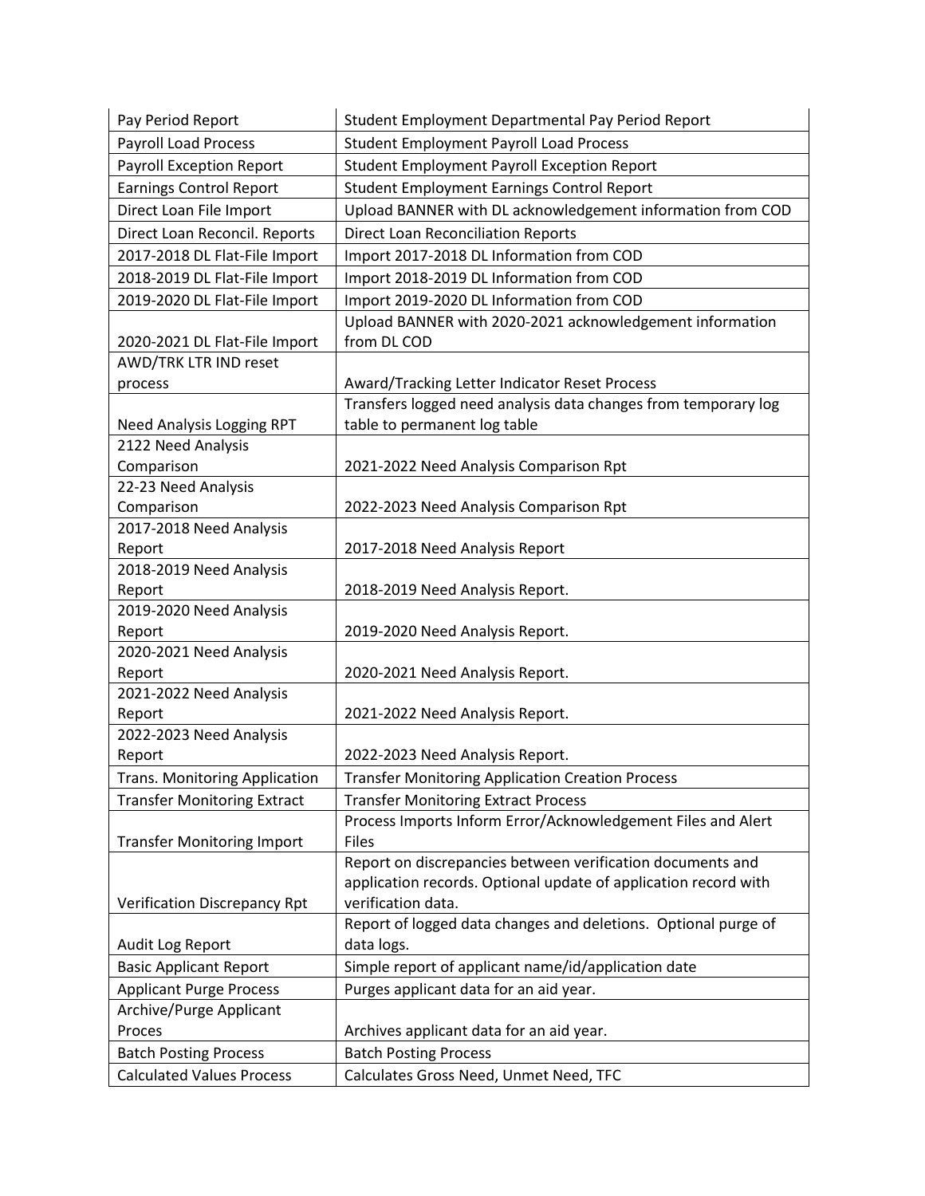| Pay Period Report | Student Employment Departmental Pay Period Report |
| --- | --- |
| Payroll Load Process | Student Employment Payroll Load Process |
| Payroll Exception Report | Student Employment Payroll Exception Report |
| Earnings Control Report | Student Employment Earnings Control Report |
| Direct Loan File Import | Upload BANNER with DL acknowledgement information from COD |
| Direct Loan Reconcil. Reports | Direct Loan Reconciliation Reports |
| 2017-2018 DL Flat-File Import | Import 2017-2018 DL Information from COD |
| 2018-2019 DL Flat-File Import | Import 2018-2019 DL Information from COD |
| 2019-2020 DL Flat-File Import | Import 2019-2020 DL Information from COD |
| 2020-2021 DL Flat-File Import | Upload BANNER with 2020-2021 acknowledgement information from DL COD |
| AWD/TRK LTR IND reset process | Award/Tracking Letter Indicator Reset Process |
| Need Analysis Logging RPT | Transfers logged need analysis data changes from temporary log table to permanent log table |
| 2122 Need Analysis Comparison | 2021-2022 Need Analysis Comparison Rpt |
| 22-23 Need Analysis Comparison | 2022-2023 Need Analysis Comparison Rpt |
| 2017-2018 Need Analysis Report | 2017-2018 Need Analysis Report |
| 2018-2019 Need Analysis Report | 2018-2019 Need Analysis Report. |
| 2019-2020 Need Analysis Report | 2019-2020 Need Analysis Report. |
| 2020-2021 Need Analysis Report | 2020-2021 Need Analysis Report. |
| 2021-2022 Need Analysis Report | 2021-2022 Need Analysis Report. |
| 2022-2023 Need Analysis Report | 2022-2023 Need Analysis Report. |
| Trans. Monitoring Application | Transfer Monitoring Application Creation Process |
| Transfer Monitoring Extract | Transfer Monitoring Extract Process |
| Transfer Monitoring Import | Process Imports Inform Error/Acknowledgement Files and Alert Files |
| Verification Discrepancy Rpt | Report on discrepancies between verification documents and application records. Optional update of application record with verification data. |
| Audit Log Report | Report of logged data changes and deletions. Optional purge of data logs. |
| Basic Applicant Report | Simple report of applicant name/id/application date |
| Applicant Purge Process | Purges applicant data for an aid year. |
| Archive/Purge Applicant Proces | Archives applicant data for an aid year. |
| Batch Posting Process | Batch Posting Process |
| Calculated Values Process | Calculates Gross Need, Unmet Need, TFC |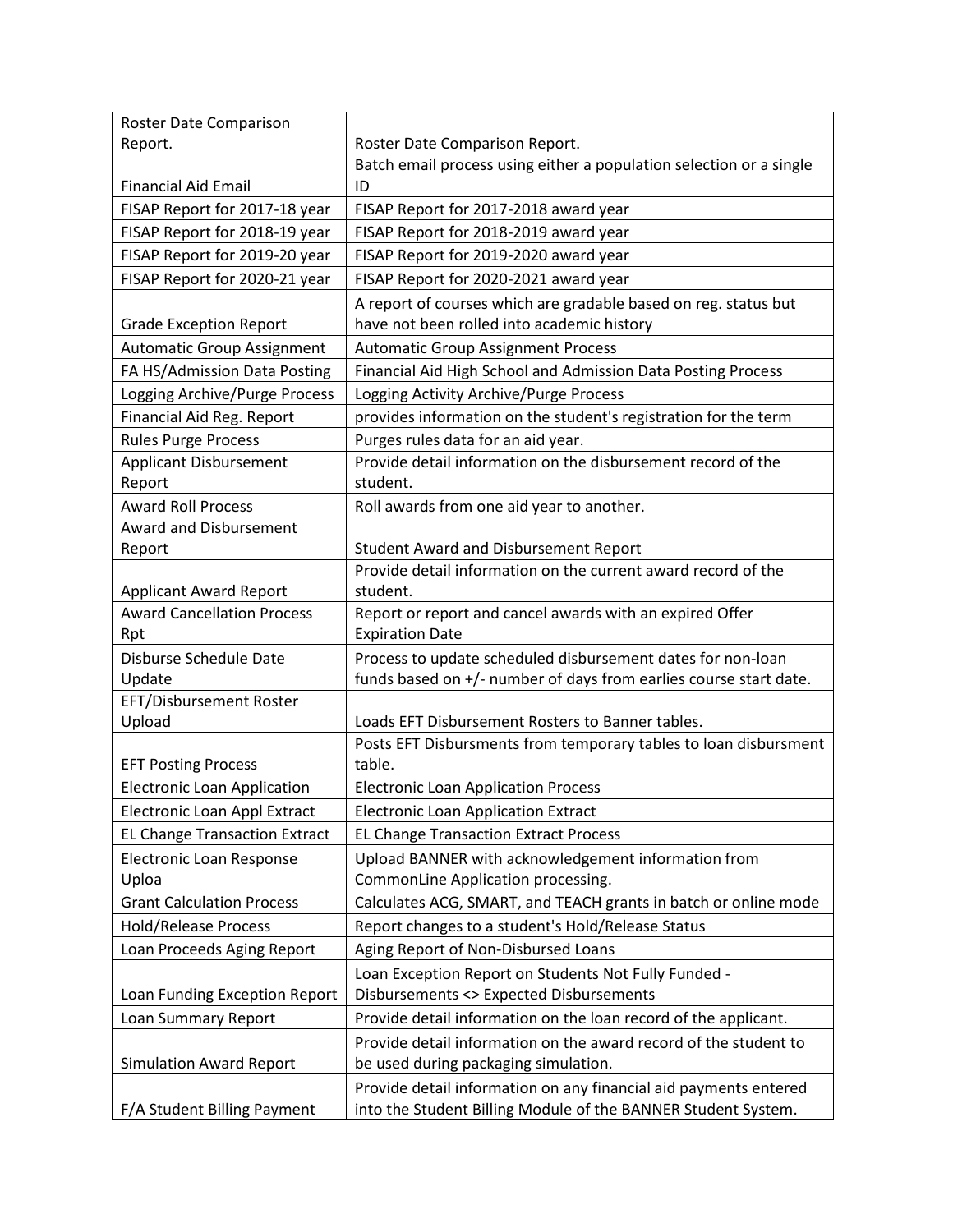| Roster Date Comparison Report. | Roster Date Comparison Report. |
|---|---|
| Financial Aid Email | Batch email process using either a population selection or a single ID |
| FISAP Report for 2017-18 year | FISAP Report for 2017-2018 award year |
| FISAP Report for 2018-19 year | FISAP Report for 2018-2019 award year |
| FISAP Report for 2019-20 year | FISAP Report for 2019-2020 award year |
| FISAP Report for 2020-21 year | FISAP Report for 2020-2021 award year |
| Grade Exception Report | A report of courses which are gradable based on reg. status but have not been rolled into academic history |
| Automatic Group Assignment | Automatic Group Assignment Process |
| FA HS/Admission Data Posting | Financial Aid High School and Admission Data Posting Process |
| Logging Archive/Purge Process | Logging Activity Archive/Purge Process |
| Financial Aid Reg. Report | provides information on the student's registration for the term |
| Rules Purge Process | Purges rules data for an aid year. |
| Applicant Disbursement Report | Provide detail information on the disbursement record of the student. |
| Award Roll Process | Roll awards from one aid year to another. |
| Award and Disbursement Report | Student Award and Disbursement Report |
| Applicant Award Report | Provide detail information on the current award record of the student. |
| Award Cancellation Process Rpt | Report or report and cancel awards with an expired Offer Expiration Date |
| Disburse Schedule Date Update | Process to update scheduled disbursement dates for non-loan funds based on +/- number of days from earlies course start date. |
| EFT/Disbursement Roster Upload | Loads EFT Disbursement Rosters to Banner tables. |
| EFT Posting Process | Posts EFT Disbursments from temporary tables to loan disbursment table. |
| Electronic Loan Application | Electronic Loan Application Process |
| Electronic Loan Appl Extract | Electronic Loan Application Extract |
| EL Change Transaction Extract | EL Change Transaction Extract Process |
| Electronic Loan Response Uploa | Upload BANNER with acknowledgement information from CommonLine Application processing. |
| Grant Calculation Process | Calculates ACG, SMART, and TEACH grants in batch or online mode |
| Hold/Release Process | Report changes to a student's Hold/Release Status |
| Loan Proceeds Aging Report | Aging Report of Non-Disbursed Loans |
| Loan Funding Exception Report | Loan Exception Report on Students Not Fully Funded - Disbursements <> Expected Disbursements |
| Loan Summary Report | Provide detail information on the loan record of the applicant. |
| Simulation Award Report | Provide detail information on the award record of the student to be used during packaging simulation. |
| F/A Student Billing Payment | Provide detail information on any financial aid payments entered into the Student Billing Module of the BANNER Student System. |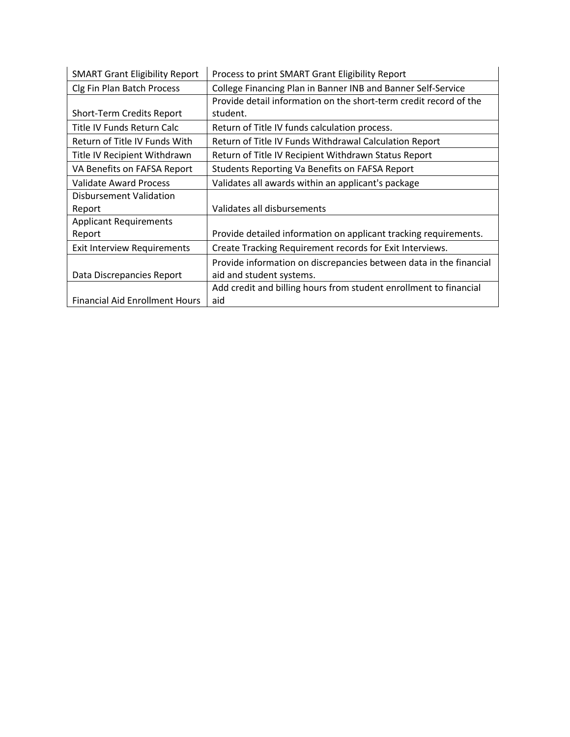| | |
|---|---|
| SMART Grant Eligibility Report | Process to print SMART Grant Eligibility Report |
| Clg Fin Plan Batch Process | College Financing Plan in Banner INB and Banner Self-Service |
| Short-Term Credits Report | Provide detail information on the short-term credit record of the student. |
| Title IV Funds Return Calc | Return of Title IV funds calculation process. |
| Return of Title IV Funds With | Return of Title IV Funds Withdrawal Calculation Report |
| Title IV Recipient Withdrawn | Return of Title IV Recipient Withdrawn Status Report |
| VA Benefits on FAFSA Report | Students Reporting Va Benefits on FAFSA Report |
| Validate Award Process | Validates all awards within an applicant's package |
| Disbursement Validation Report | Validates all disbursements |
| Applicant Requirements Report | Provide detailed information on applicant tracking requirements. |
| Exit Interview Requirements | Create Tracking Requirement records for Exit Interviews. |
| Data Discrepancies Report | Provide information on discrepancies between data in the financial aid and student systems. |
| Financial Aid Enrollment Hours | Add credit and billing hours from student enrollment to financial aid |